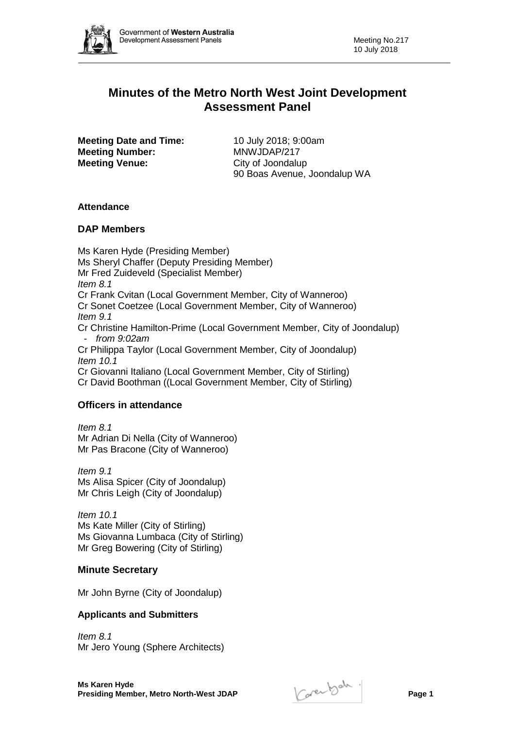# Minutes of the Metro North West Joint Development Assessment Panel

**Meeting Date and Time:** 10 July 2018; 9:00am
**Meeting Number:** MNWJDAP/217
**Meeting Venue:** City of Joondalup
90 Boas Avenue, Joondalup WA

### Attendance

### DAP Members

Ms Karen Hyde (Presiding Member)
Ms Sheryl Chaffer (Deputy Presiding Member)
Mr Fred Zuideveld (Specialist Member)
*Item 8.1*
Cr Frank Cvitan (Local Government Member, City of Wanneroo)
Cr Sonet Coetzee (Local Government Member, City of Wanneroo)
*Item 9.1*
Cr Christine Hamilton-Prime (Local Government Member, City of Joondalup)
- *from 9:02am*

Cr Philippa Taylor (Local Government Member, City of Joondalup)
*Item 10.1*
Cr Giovanni Italiano (Local Government Member, City of Stirling)
Cr David Boothman ((Local Government Member, City of Stirling)

### Officers in attendance

*Item 8.1*
Mr Adrian Di Nella (City of Wanneroo)
Mr Pas Bracone (City of Wanneroo)

*Item 9.1*
Ms Alisa Spicer (City of Joondalup)
Mr Chris Leigh (City of Joondalup)

*Item 10.1*
Ms Kate Miller (City of Stirling)
Ms Giovanna Lumbaca (City of Stirling)
Mr Greg Bowering (City of Stirling)

### Minute Secretary

Mr John Byrne (City of Joondalup)

### Applicants and Submitters

*Item 8.1*
Mr Jero Young (Sphere Architects)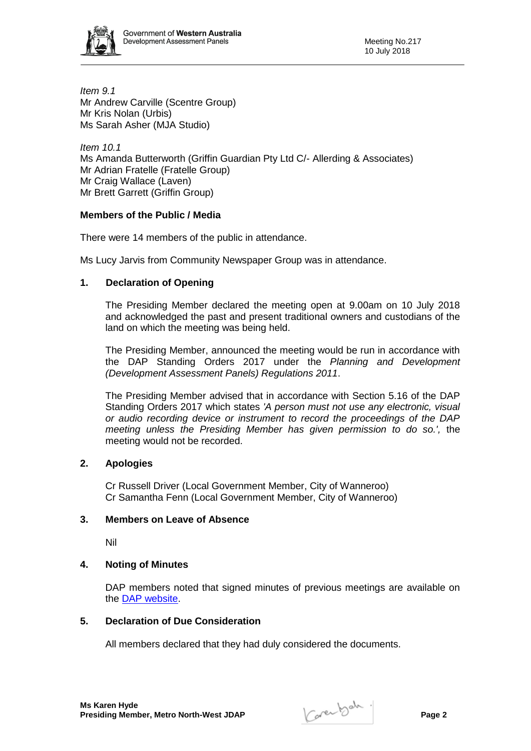*Item 9.1*
Mr Andrew Carville (Scentre Group)
Mr Kris Nolan (Urbis)
Ms Sarah Asher (MJA Studio)

*Item 10.1*
Ms Amanda Butterworth (Griffin Guardian Pty Ltd C/- Allerding & Associates)
Mr Adrian Fratelle (Fratelle Group)
Mr Craig Wallace (Laven)
Mr Brett Garrett (Griffin Group)

**Members of the Public / Media**

There were 14 members of the public in attendance.

Ms Lucy Jarvis from Community Newspaper Group was in attendance.

## 1. Declaration of Opening

The Presiding Member declared the meeting open at 9.00am on 10 July 2018 and acknowledged the past and present traditional owners and custodians of the land on which the meeting was being held.

The Presiding Member, announced the meeting would be run in accordance with the DAP Standing Orders 2017 under the *Planning and Development (Development Assessment Panels) Regulations 2011*.

The Presiding Member advised that in accordance with Section 5.16 of the DAP Standing Orders 2017 which states *'A person must not use any electronic, visual or audio recording device or instrument to record the proceedings of the DAP meeting unless the Presiding Member has given permission to do so.',* the meeting would not be recorded.

## 2. Apologies

Cr Russell Driver (Local Government Member, City of Wanneroo)
Cr Samantha Fenn (Local Government Member, City of Wanneroo)

## 3. Members on Leave of Absence

Nil

## 4. Noting of Minutes

DAP members noted that signed minutes of previous meetings are available on the DAP website.

## 5. Declaration of Due Consideration

All members declared that they had duly considered the documents.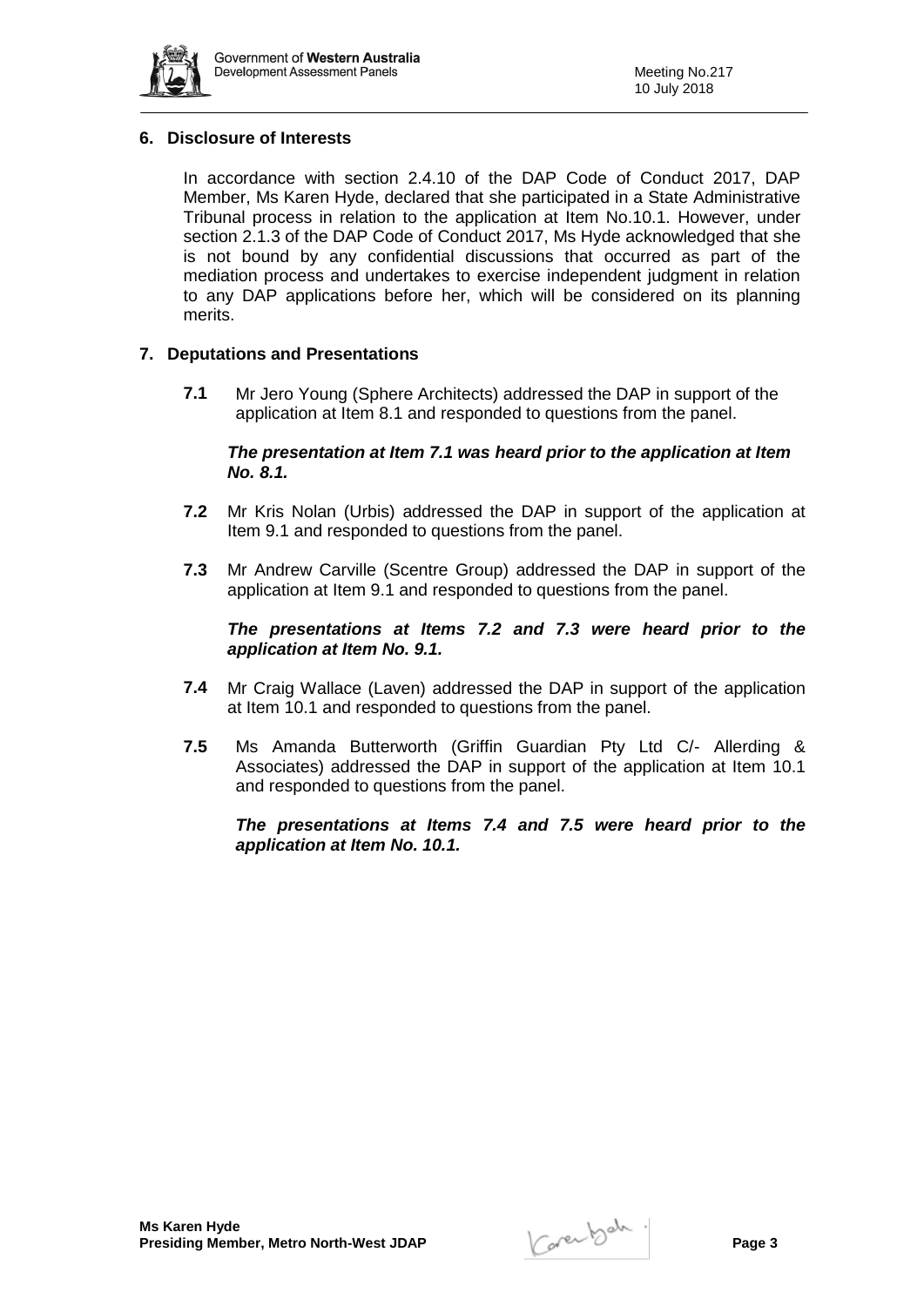## 6. Disclosure of Interests

In accordance with section 2.4.10 of the DAP Code of Conduct 2017, DAP Member, Ms Karen Hyde, declared that she participated in a State Administrative Tribunal process in relation to the application at Item No.10.1. However, under section 2.1.3 of the DAP Code of Conduct 2017, Ms Hyde acknowledged that she is not bound by any confidential discussions that occurred as part of the mediation process and undertakes to exercise independent judgment in relation to any DAP applications before her, which will be considered on its planning merits.

## 7. Deputations and Presentations

**7.1** Mr Jero Young (Sphere Architects) addressed the DAP in support of the application at Item 8.1 and responded to questions from the panel.

***The presentation at Item 7.1 was heard prior to the application at Item No. 8.1.***

**7.2** Mr Kris Nolan (Urbis) addressed the DAP in support of the application at Item 9.1 and responded to questions from the panel.

**7.3** Mr Andrew Carville (Scentre Group) addressed the DAP in support of the application at Item 9.1 and responded to questions from the panel.

***The presentations at Items 7.2 and 7.3 were heard prior to the application at Item No. 9.1.***

**7.4** Mr Craig Wallace (Laven) addressed the DAP in support of the application at Item 10.1 and responded to questions from the panel.

**7.5** Ms Amanda Butterworth (Griffin Guardian Pty Ltd C/- Allerding & Associates) addressed the DAP in support of the application at Item 10.1 and responded to questions from the panel.

***The presentations at Items 7.4 and 7.5 were heard prior to the application at Item No. 10.1.***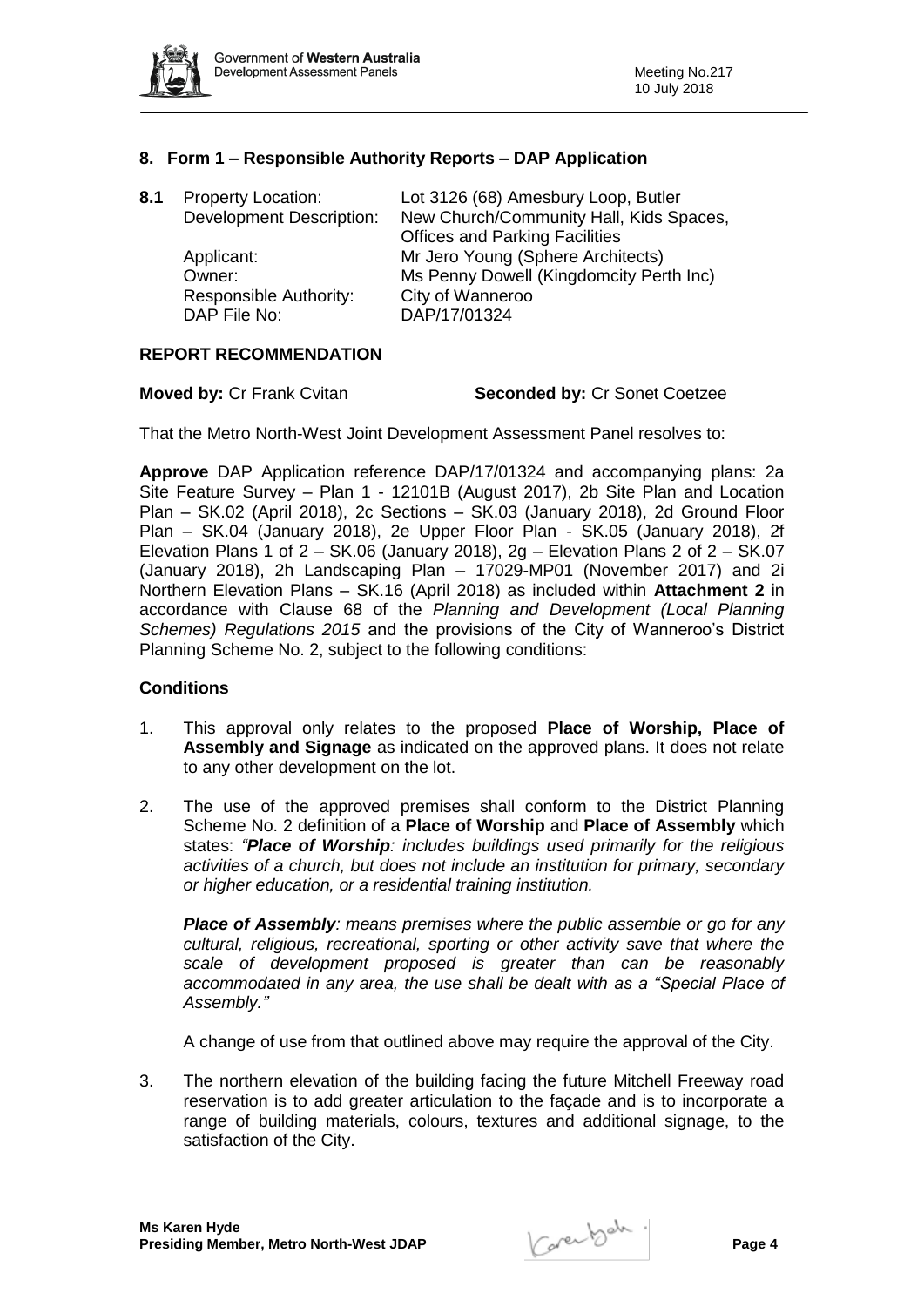## 8. Form 1 – Responsible Authority Reports – DAP Application

**8.1** Property Location: Lot 3126 (68) Amesbury Loop, Butler
Development Description: New Church/Community Hall, Kids Spaces, Offices and Parking Facilities
Applicant: Mr Jero Young (Sphere Architects)
Owner: Ms Penny Dowell (Kingdomcity Perth Inc)
Responsible Authority: City of Wanneroo
DAP File No: DAP/17/01324

### REPORT RECOMMENDATION

**Moved by:** Cr Frank Cvitan **Seconded by:** Cr Sonet Coetzee

That the Metro North-West Joint Development Assessment Panel resolves to:

**Approve** DAP Application reference DAP/17/01324 and accompanying plans: 2a Site Feature Survey – Plan 1 - 12101B (August 2017), 2b Site Plan and Location Plan – SK.02 (April 2018), 2c Sections – SK.03 (January 2018), 2d Ground Floor Plan – SK.04 (January 2018), 2e Upper Floor Plan - SK.05 (January 2018), 2f Elevation Plans 1 of 2 – SK.06 (January 2018), 2g – Elevation Plans 2 of 2 – SK.07 (January 2018), 2h Landscaping Plan – 17029-MP01 (November 2017) and 2i Northern Elevation Plans – SK.16 (April 2018) as included within **Attachment 2** in accordance with Clause 68 of the *Planning and Development (Local Planning Schemes) Regulations 2015* and the provisions of the City of Wanneroo's District Planning Scheme No. 2, subject to the following conditions:

### Conditions

1. This approval only relates to the proposed **Place of Worship, Place of Assembly and Signage** as indicated on the approved plans. It does not relate to any other development on the lot.

2. The use of the approved premises shall conform to the District Planning Scheme No. 2 definition of a **Place of Worship** and **Place of Assembly** which states: *"**Place of Worship**: includes buildings used primarily for the religious activities of a church, but does not include an institution for primary, secondary or higher education, or a residential training institution.*

   ***Place of Assembly**: means premises where the public assemble or go for any cultural, religious, recreational, sporting or other activity save that where the scale of development proposed is greater than can be reasonably accommodated in any area, the use shall be dealt with as a "Special Place of Assembly."*

   A change of use from that outlined above may require the approval of the City.

3. The northern elevation of the building facing the future Mitchell Freeway road reservation is to add greater articulation to the façade and is to incorporate a range of building materials, colours, textures and additional signage, to the satisfaction of the City.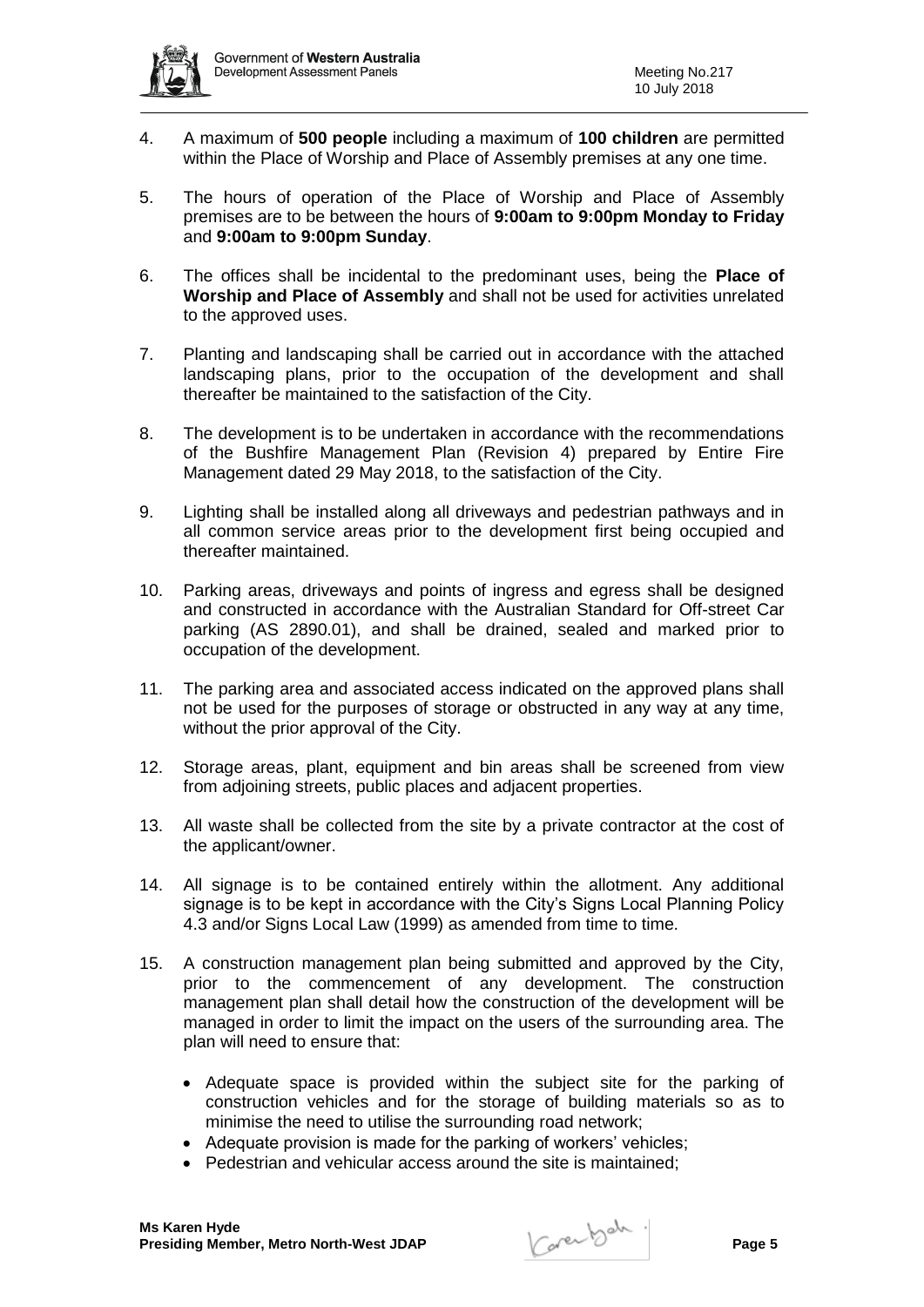4. A maximum of **500 people** including a maximum of **100 children** are permitted within the Place of Worship and Place of Assembly premises at any one time.

5. The hours of operation of the Place of Worship and Place of Assembly premises are to be between the hours of **9:00am to 9:00pm Monday to Friday** and **9:00am to 9:00pm Sunday**.

6. The offices shall be incidental to the predominant uses, being the **Place of Worship and Place of Assembly** and shall not be used for activities unrelated to the approved uses.

7. Planting and landscaping shall be carried out in accordance with the attached landscaping plans, prior to the occupation of the development and shall thereafter be maintained to the satisfaction of the City.

8. The development is to be undertaken in accordance with the recommendations of the Bushfire Management Plan (Revision 4) prepared by Entire Fire Management dated 29 May 2018, to the satisfaction of the City.

9. Lighting shall be installed along all driveways and pedestrian pathways and in all common service areas prior to the development first being occupied and thereafter maintained.

10. Parking areas, driveways and points of ingress and egress shall be designed and constructed in accordance with the Australian Standard for Off-street Car parking (AS 2890.01), and shall be drained, sealed and marked prior to occupation of the development.

11. The parking area and associated access indicated on the approved plans shall not be used for the purposes of storage or obstructed in any way at any time, without the prior approval of the City.

12. Storage areas, plant, equipment and bin areas shall be screened from view from adjoining streets, public places and adjacent properties.

13. All waste shall be collected from the site by a private contractor at the cost of the applicant/owner.

14. All signage is to be contained entirely within the allotment. Any additional signage is to be kept in accordance with the City's Signs Local Planning Policy 4.3 and/or Signs Local Law (1999) as amended from time to time.

15. A construction management plan being submitted and approved by the City, prior to the commencement of any development. The construction management plan shall detail how the construction of the development will be managed in order to limit the impact on the users of the surrounding area. The plan will need to ensure that:

    - Adequate space is provided within the subject site for the parking of construction vehicles and for the storage of building materials so as to minimise the need to utilise the surrounding road network;
    - Adequate provision is made for the parking of workers' vehicles;
    - Pedestrian and vehicular access around the site is maintained;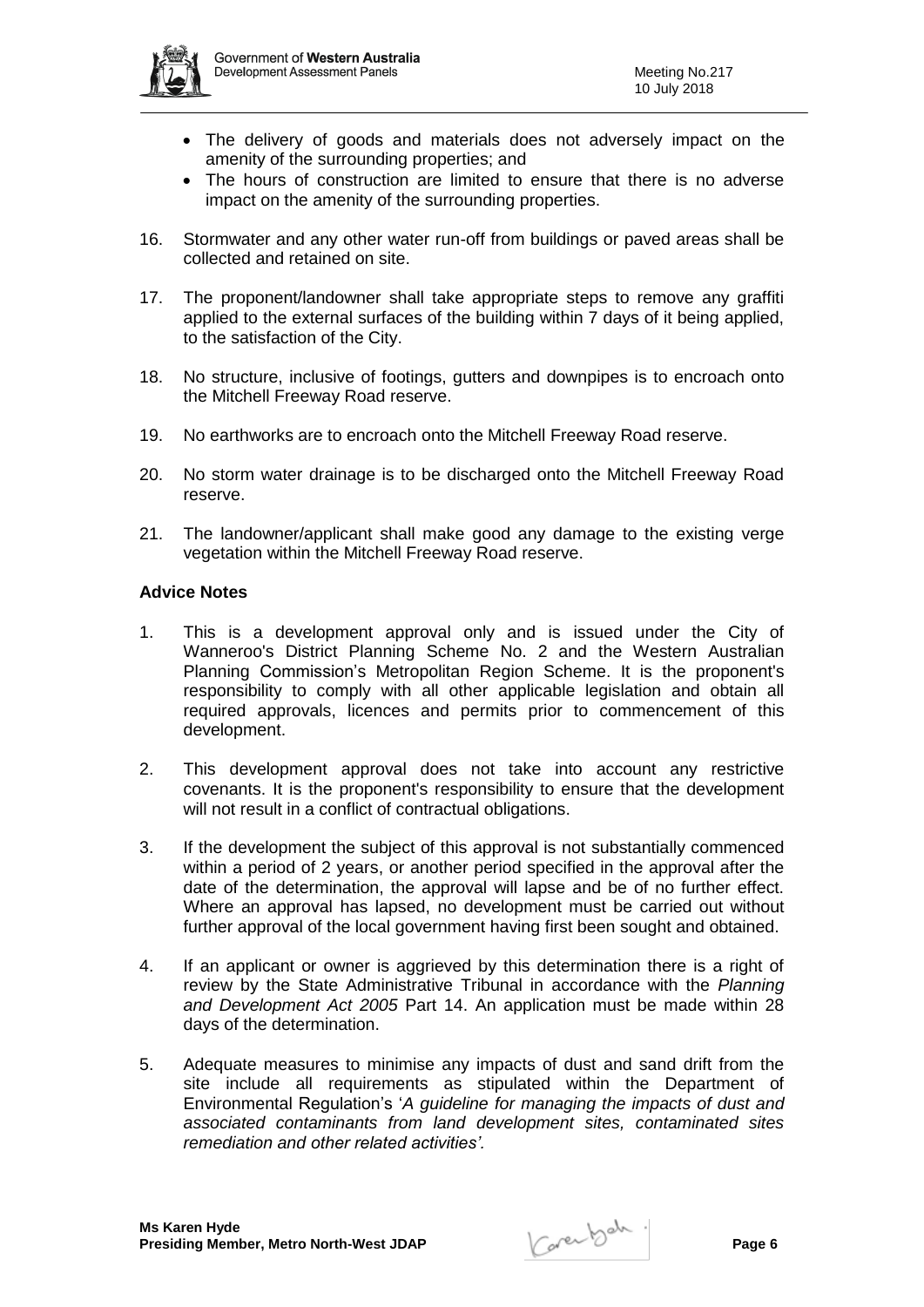- The delivery of goods and materials does not adversely impact on the amenity of the surrounding properties; and
- The hours of construction are limited to ensure that there is no adverse impact on the amenity of the surrounding properties.

16. Stormwater and any other water run-off from buildings or paved areas shall be collected and retained on site.

17. The proponent/landowner shall take appropriate steps to remove any graffiti applied to the external surfaces of the building within 7 days of it being applied, to the satisfaction of the City.

18. No structure, inclusive of footings, gutters and downpipes is to encroach onto the Mitchell Freeway Road reserve.

19. No earthworks are to encroach onto the Mitchell Freeway Road reserve.

20. No storm water drainage is to be discharged onto the Mitchell Freeway Road reserve.

21. The landowner/applicant shall make good any damage to the existing verge vegetation within the Mitchell Freeway Road reserve.

**Advice Notes**

1. This is a development approval only and is issued under the City of Wanneroo's District Planning Scheme No. 2 and the Western Australian Planning Commission's Metropolitan Region Scheme. It is the proponent's responsibility to comply with all other applicable legislation and obtain all required approvals, licences and permits prior to commencement of this development.

2. This development approval does not take into account any restrictive covenants. It is the proponent's responsibility to ensure that the development will not result in a conflict of contractual obligations.

3. If the development the subject of this approval is not substantially commenced within a period of 2 years, or another period specified in the approval after the date of the determination, the approval will lapse and be of no further effect. Where an approval has lapsed, no development must be carried out without further approval of the local government having first been sought and obtained.

4. If an applicant or owner is aggrieved by this determination there is a right of review by the State Administrative Tribunal in accordance with the *Planning and Development Act 2005* Part 14. An application must be made within 28 days of the determination.

5. Adequate measures to minimise any impacts of dust and sand drift from the site include all requirements as stipulated within the Department of Environmental Regulation's '*A guideline for managing the impacts of dust and associated contaminants from land development sites, contaminated sites remediation and other related activities'.*

**Ms Karen Hyde**
**Presiding Member, Metro North-West JDAP**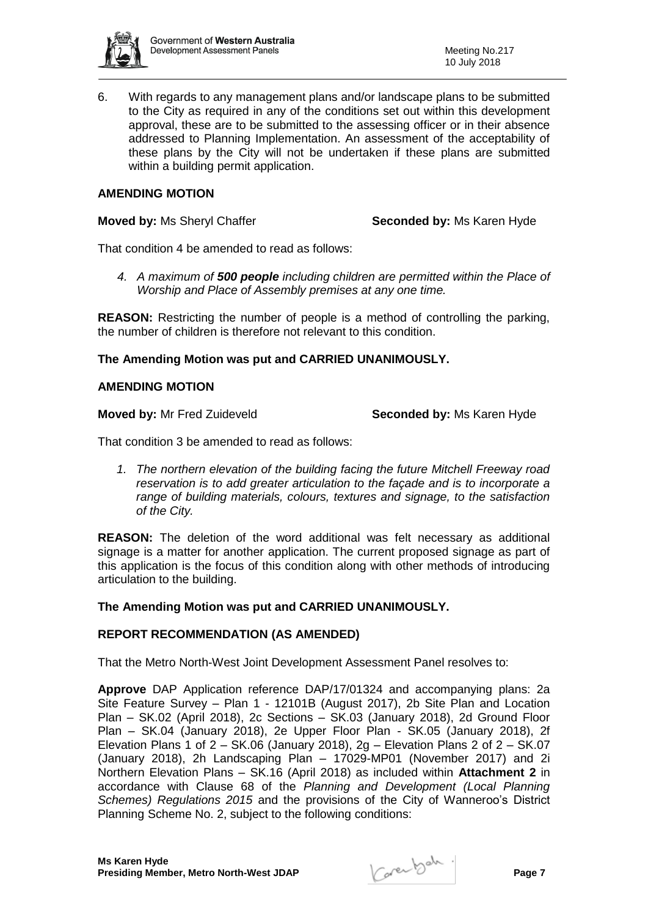6. With regards to any management plans and/or landscape plans to be submitted to the City as required in any of the conditions set out within this development approval, these are to be submitted to the assessing officer or in their absence addressed to Planning Implementation. An assessment of the acceptability of these plans by the City will not be undertaken if these plans are submitted within a building permit application.

**AMENDING MOTION**

**Moved by:** Ms Sheryl Chaffer **Seconded by:** Ms Karen Hyde

That condition 4 be amended to read as follows:

> *4. A maximum of **500 people** including children are permitted within the Place of Worship and Place of Assembly premises at any one time.*

**REASON:** Restricting the number of people is a method of controlling the parking, the number of children is therefore not relevant to this condition.

**The Amending Motion was put and CARRIED UNANIMOUSLY.**

**AMENDING MOTION**

**Moved by:** Mr Fred Zuideveld **Seconded by:** Ms Karen Hyde

That condition 3 be amended to read as follows:

> *1. The northern elevation of the building facing the future Mitchell Freeway road reservation is to add greater articulation to the façade and is to incorporate a range of building materials, colours, textures and signage, to the satisfaction of the City.*

**REASON:** The deletion of the word additional was felt necessary as additional signage is a matter for another application. The current proposed signage as part of this application is the focus of this condition along with other methods of introducing articulation to the building.

**The Amending Motion was put and CARRIED UNANIMOUSLY.**

**REPORT RECOMMENDATION (AS AMENDED)**

That the Metro North-West Joint Development Assessment Panel resolves to:

**Approve** DAP Application reference DAP/17/01324 and accompanying plans: 2a Site Feature Survey – Plan 1 - 12101B (August 2017), 2b Site Plan and Location Plan – SK.02 (April 2018), 2c Sections – SK.03 (January 2018), 2d Ground Floor Plan – SK.04 (January 2018), 2e Upper Floor Plan - SK.05 (January 2018), 2f Elevation Plans 1 of 2 – SK.06 (January 2018), 2g – Elevation Plans 2 of 2 – SK.07 (January 2018), 2h Landscaping Plan – 17029-MP01 (November 2017) and 2i Northern Elevation Plans – SK.16 (April 2018) as included within **Attachment 2** in accordance with Clause 68 of the *Planning and Development (Local Planning Schemes) Regulations 2015* and the provisions of the City of Wanneroo's District Planning Scheme No. 2, subject to the following conditions: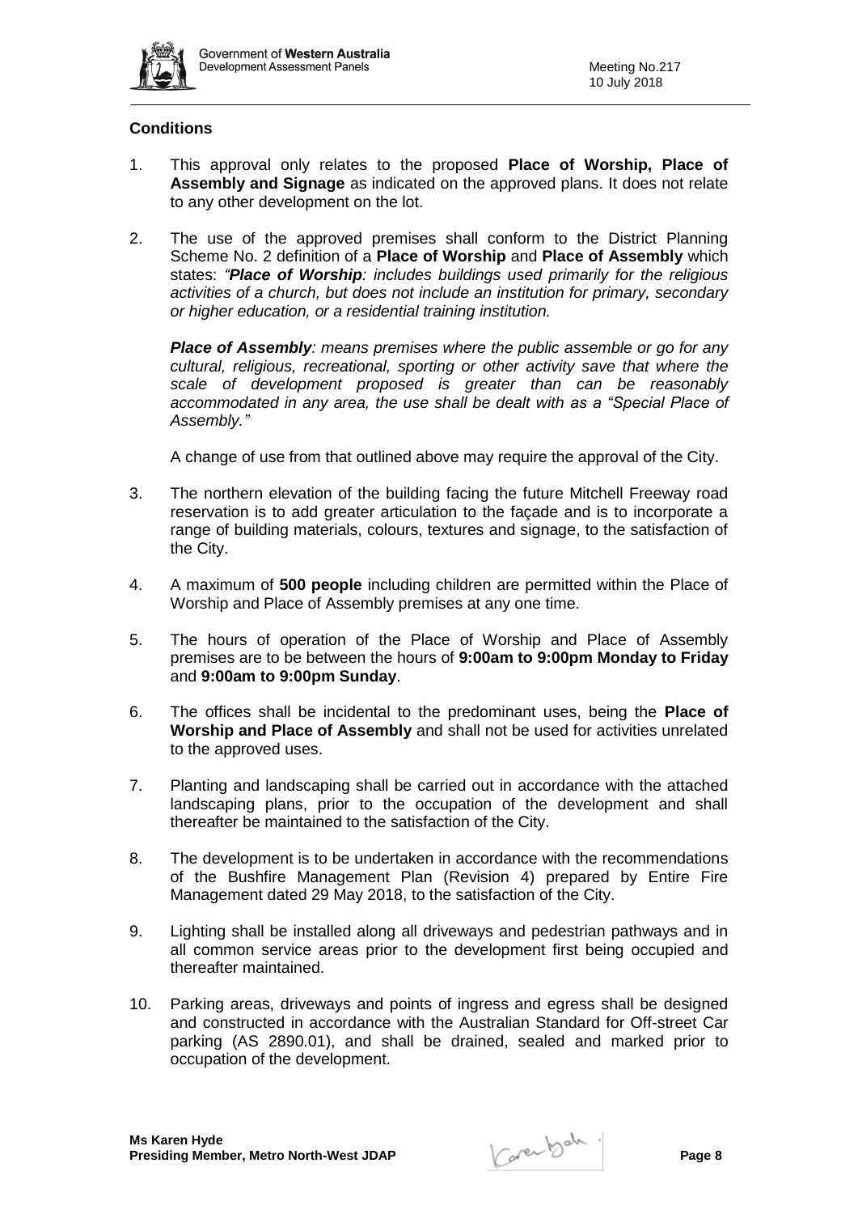### Conditions

1. This approval only relates to the proposed **Place of Worship, Place of Assembly and Signage** as indicated on the approved plans. It does not relate to any other development on the lot.

2. The use of the approved premises shall conform to the District Planning Scheme No. 2 definition of a **Place of Worship** and **Place of Assembly** which states: *"**Place of Worship**: includes buildings used primarily for the religious activities of a church, but does not include an institution for primary, secondary or higher education, or a residential training institution.*

   ***Place of Assembly**: means premises where the public assemble or go for any cultural, religious, recreational, sporting or other activity save that where the scale of development proposed is greater than can be reasonably accommodated in any area, the use shall be dealt with as a "Special Place of Assembly."*

   A change of use from that outlined above may require the approval of the City.

3. The northern elevation of the building facing the future Mitchell Freeway road reservation is to add greater articulation to the façade and is to incorporate a range of building materials, colours, textures and signage, to the satisfaction of the City.

4. A maximum of **500 people** including children are permitted within the Place of Worship and Place of Assembly premises at any one time.

5. The hours of operation of the Place of Worship and Place of Assembly premises are to be between the hours of **9:00am to 9:00pm Monday to Friday** and **9:00am to 9:00pm Sunday**.

6. The offices shall be incidental to the predominant uses, being the **Place of Worship and Place of Assembly** and shall not be used for activities unrelated to the approved uses.

7. Planting and landscaping shall be carried out in accordance with the attached landscaping plans, prior to the occupation of the development and shall thereafter be maintained to the satisfaction of the City.

8. The development is to be undertaken in accordance with the recommendations of the Bushfire Management Plan (Revision 4) prepared by Entire Fire Management dated 29 May 2018, to the satisfaction of the City.

9. Lighting shall be installed along all driveways and pedestrian pathways and in all common service areas prior to the development first being occupied and thereafter maintained.

10. Parking areas, driveways and points of ingress and egress shall be designed and constructed in accordance with the Australian Standard for Off-street Car parking (AS 2890.01), and shall be drained, sealed and marked prior to occupation of the development.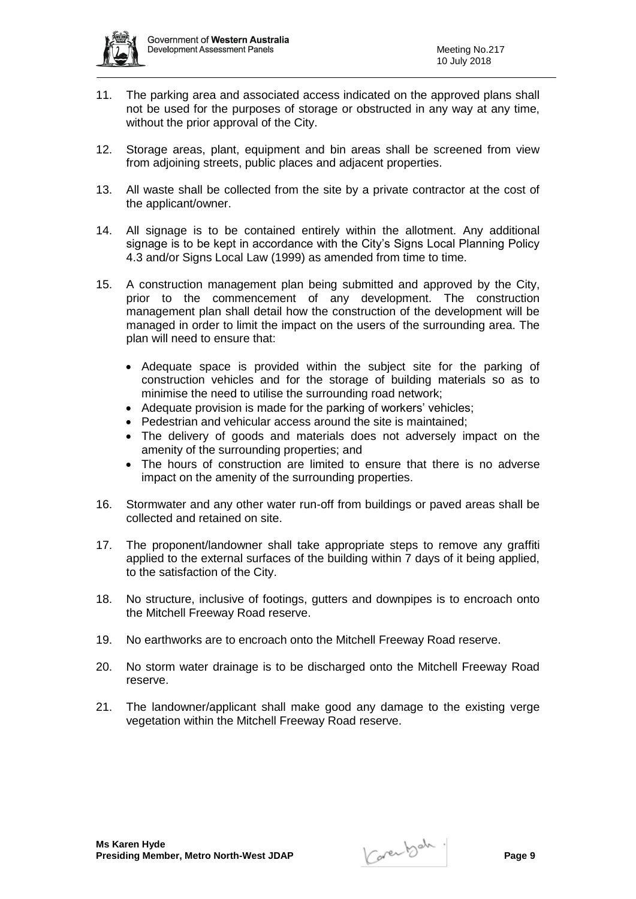11. The parking area and associated access indicated on the approved plans shall not be used for the purposes of storage or obstructed in any way at any time, without the prior approval of the City.

12. Storage areas, plant, equipment and bin areas shall be screened from view from adjoining streets, public places and adjacent properties.

13. All waste shall be collected from the site by a private contractor at the cost of the applicant/owner.

14. All signage is to be contained entirely within the allotment. Any additional signage is to be kept in accordance with the City's Signs Local Planning Policy 4.3 and/or Signs Local Law (1999) as amended from time to time.

15. A construction management plan being submitted and approved by the City, prior to the commencement of any development. The construction management plan shall detail how the construction of the development will be managed in order to limit the impact on the users of the surrounding area. The plan will need to ensure that:

    - Adequate space is provided within the subject site for the parking of construction vehicles and for the storage of building materials so as to minimise the need to utilise the surrounding road network;
    - Adequate provision is made for the parking of workers' vehicles;
    - Pedestrian and vehicular access around the site is maintained;
    - The delivery of goods and materials does not adversely impact on the amenity of the surrounding properties; and
    - The hours of construction are limited to ensure that there is no adverse impact on the amenity of the surrounding properties.

16. Stormwater and any other water run-off from buildings or paved areas shall be collected and retained on site.

17. The proponent/landowner shall take appropriate steps to remove any graffiti applied to the external surfaces of the building within 7 days of it being applied, to the satisfaction of the City.

18. No structure, inclusive of footings, gutters and downpipes is to encroach onto the Mitchell Freeway Road reserve.

19. No earthworks are to encroach onto the Mitchell Freeway Road reserve.

20. No storm water drainage is to be discharged onto the Mitchell Freeway Road reserve.

21. The landowner/applicant shall make good any damage to the existing verge vegetation within the Mitchell Freeway Road reserve.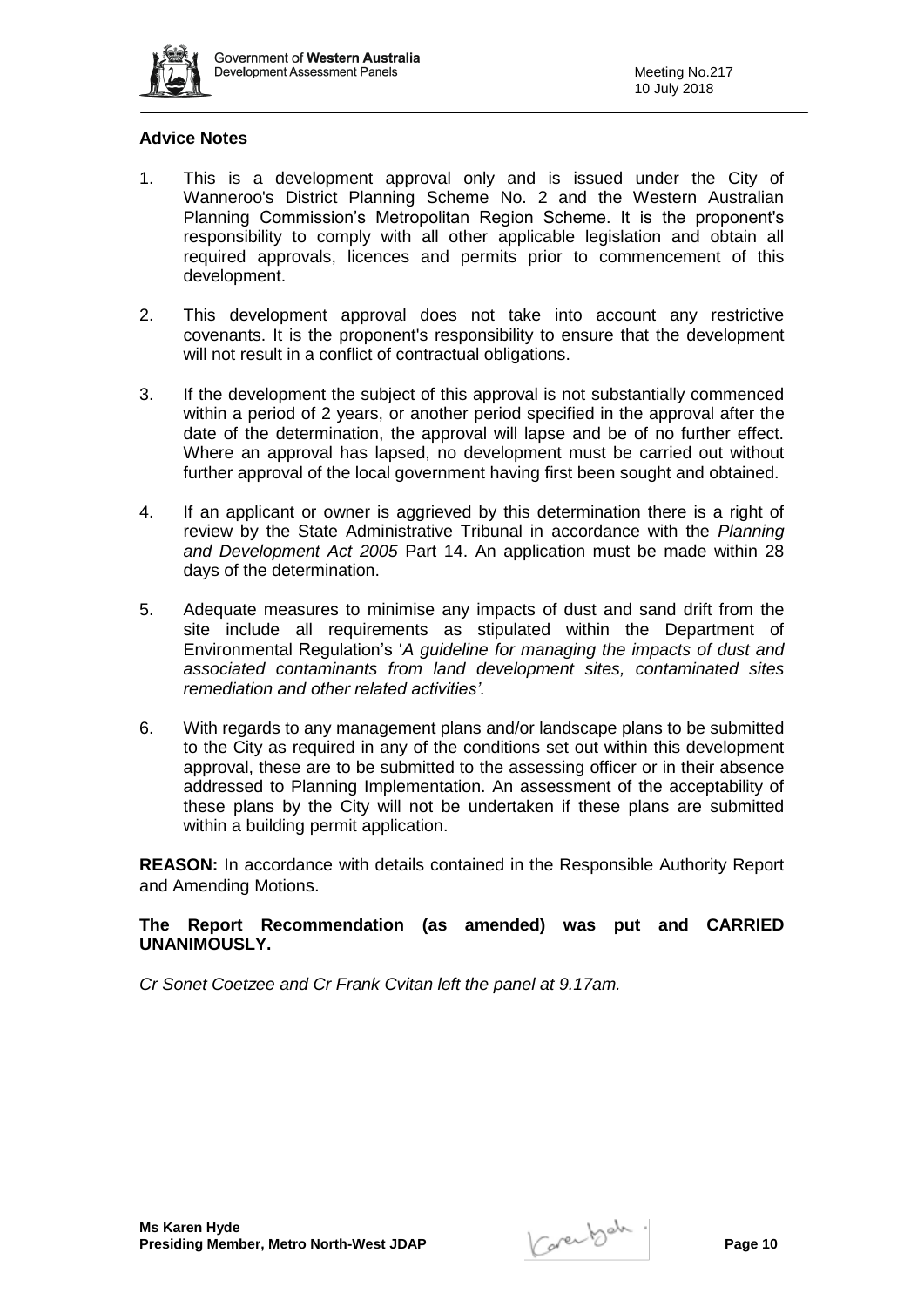**Advice Notes**

1. This is a development approval only and is issued under the City of Wanneroo's District Planning Scheme No. 2 and the Western Australian Planning Commission's Metropolitan Region Scheme. It is the proponent's responsibility to comply with all other applicable legislation and obtain all required approvals, licences and permits prior to commencement of this development.

2. This development approval does not take into account any restrictive covenants. It is the proponent's responsibility to ensure that the development will not result in a conflict of contractual obligations.

3. If the development the subject of this approval is not substantially commenced within a period of 2 years, or another period specified in the approval after the date of the determination, the approval will lapse and be of no further effect. Where an approval has lapsed, no development must be carried out without further approval of the local government having first been sought and obtained.

4. If an applicant or owner is aggrieved by this determination there is a right of review by the State Administrative Tribunal in accordance with the *Planning and Development Act 2005* Part 14. An application must be made within 28 days of the determination.

5. Adequate measures to minimise any impacts of dust and sand drift from the site include all requirements as stipulated within the Department of Environmental Regulation's '*A guideline for managing the impacts of dust and associated contaminants from land development sites, contaminated sites remediation and other related activities'.*

6. With regards to any management plans and/or landscape plans to be submitted to the City as required in any of the conditions set out within this development approval, these are to be submitted to the assessing officer or in their absence addressed to Planning Implementation. An assessment of the acceptability of these plans by the City will not be undertaken if these plans are submitted within a building permit application.

**REASON:** In accordance with details contained in the Responsible Authority Report and Amending Motions.

**The Report Recommendation (as amended) was put and CARRIED UNANIMOUSLY.**

*Cr Sonet Coetzee and Cr Frank Cvitan left the panel at 9.17am.*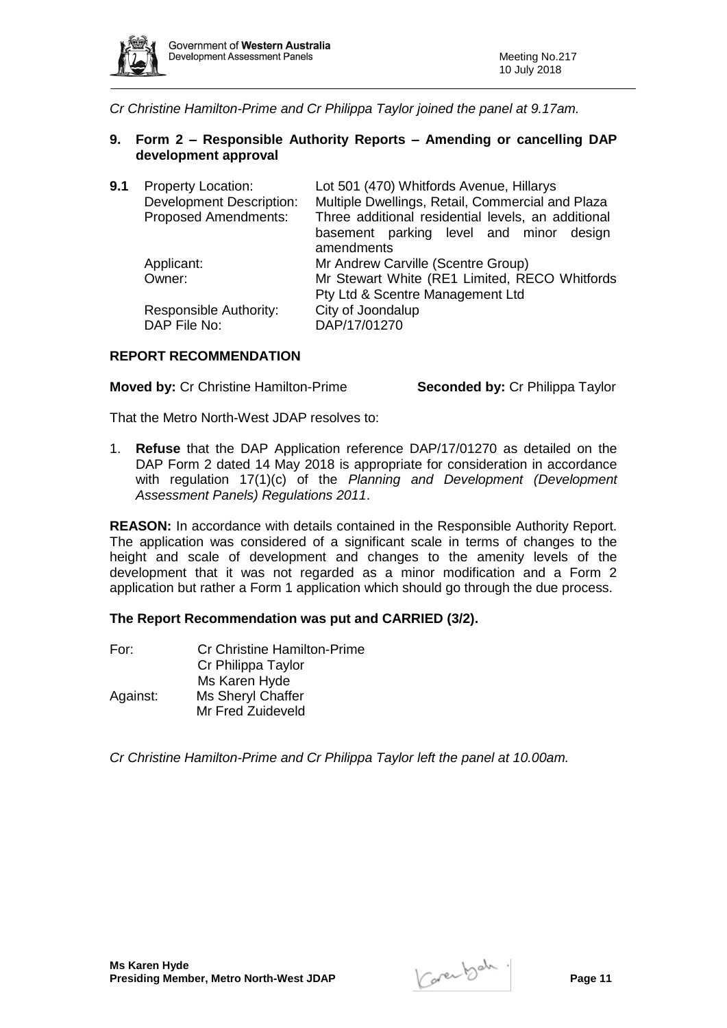*Cr Christine Hamilton-Prime and Cr Philippa Taylor joined the panel at 9.17am.*

## 9. Form 2 – Responsible Authority Reports – Amending or cancelling DAP development approval

**9.1**

| | |
|---|---|
| Property Location: | Lot 501 (470) Whitfords Avenue, Hillarys |
| Development Description: | Multiple Dwellings, Retail, Commercial and Plaza |
| Proposed Amendments: | Three additional residential levels, an additional basement parking level and minor design amendments |
| Applicant: | Mr Andrew Carville (Scentre Group) |
| Owner: | Mr Stewart White (RE1 Limited, RECO Whitfords Pty Ltd & Scentre Management Ltd |
| Responsible Authority: | City of Joondalup |
| DAP File No: | DAP/17/01270 |

**REPORT RECOMMENDATION**

**Moved by:** Cr Christine Hamilton-Prime **Seconded by:** Cr Philippa Taylor

That the Metro North-West JDAP resolves to:

1. **Refuse** that the DAP Application reference DAP/17/01270 as detailed on the DAP Form 2 dated 14 May 2018 is appropriate for consideration in accordance with regulation 17(1)(c) of the *Planning and Development (Development Assessment Panels) Regulations 2011*.

**REASON:** In accordance with details contained in the Responsible Authority Report. The application was considered of a significant scale in terms of changes to the height and scale of development and changes to the amenity levels of the development that it was not regarded as a minor modification and a Form 2 application but rather a Form 1 application which should go through the due process.

**The Report Recommendation was put and CARRIED (3/2).**

For: Cr Christine Hamilton-Prime
Cr Philippa Taylor
Ms Karen Hyde

Against: Ms Sheryl Chaffer
Mr Fred Zuideveld

*Cr Christine Hamilton-Prime and Cr Philippa Taylor left the panel at 10.00am.*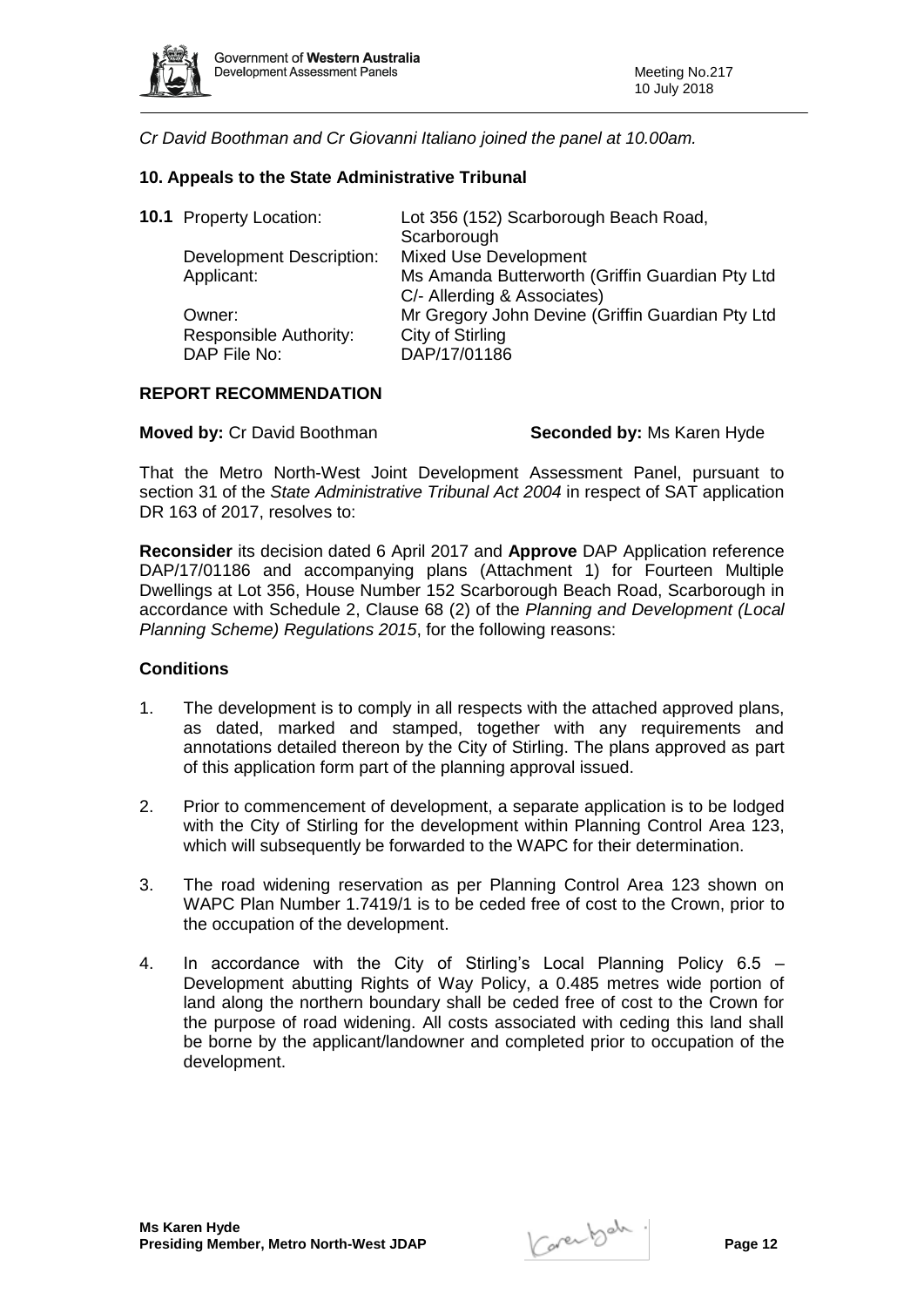*Cr David Boothman and Cr Giovanni Italiano joined the panel at 10.00am.*

## 10. Appeals to the State Administrative Tribunal

**10.1** Property Location: Lot 356 (152) Scarborough Beach Road, Scarborough
Development Description: Mixed Use Development
Applicant: Ms Amanda Butterworth (Griffin Guardian Pty Ltd C/- Allerding & Associates)
Owner: Mr Gregory John Devine (Griffin Guardian Pty Ltd
Responsible Authority: City of Stirling
DAP File No: DAP/17/01186

### REPORT RECOMMENDATION

**Moved by:** Cr David Boothman **Seconded by:** Ms Karen Hyde

That the Metro North-West Joint Development Assessment Panel, pursuant to section 31 of the *State Administrative Tribunal Act 2004* in respect of SAT application DR 163 of 2017, resolves to:

**Reconsider** its decision dated 6 April 2017 and **Approve** DAP Application reference DAP/17/01186 and accompanying plans (Attachment 1) for Fourteen Multiple Dwellings at Lot 356, House Number 152 Scarborough Beach Road, Scarborough in accordance with Schedule 2, Clause 68 (2) of the *Planning and Development (Local Planning Scheme) Regulations 2015*, for the following reasons:

### Conditions

1. The development is to comply in all respects with the attached approved plans, as dated, marked and stamped, together with any requirements and annotations detailed thereon by the City of Stirling. The plans approved as part of this application form part of the planning approval issued.
2. Prior to commencement of development, a separate application is to be lodged with the City of Stirling for the development within Planning Control Area 123, which will subsequently be forwarded to the WAPC for their determination.
3. The road widening reservation as per Planning Control Area 123 shown on WAPC Plan Number 1.7419/1 is to be ceded free of cost to the Crown, prior to the occupation of the development.
4. In accordance with the City of Stirling's Local Planning Policy 6.5 – Development abutting Rights of Way Policy, a 0.485 metres wide portion of land along the northern boundary shall be ceded free of cost to the Crown for the purpose of road widening. All costs associated with ceding this land shall be borne by the applicant/landowner and completed prior to occupation of the development.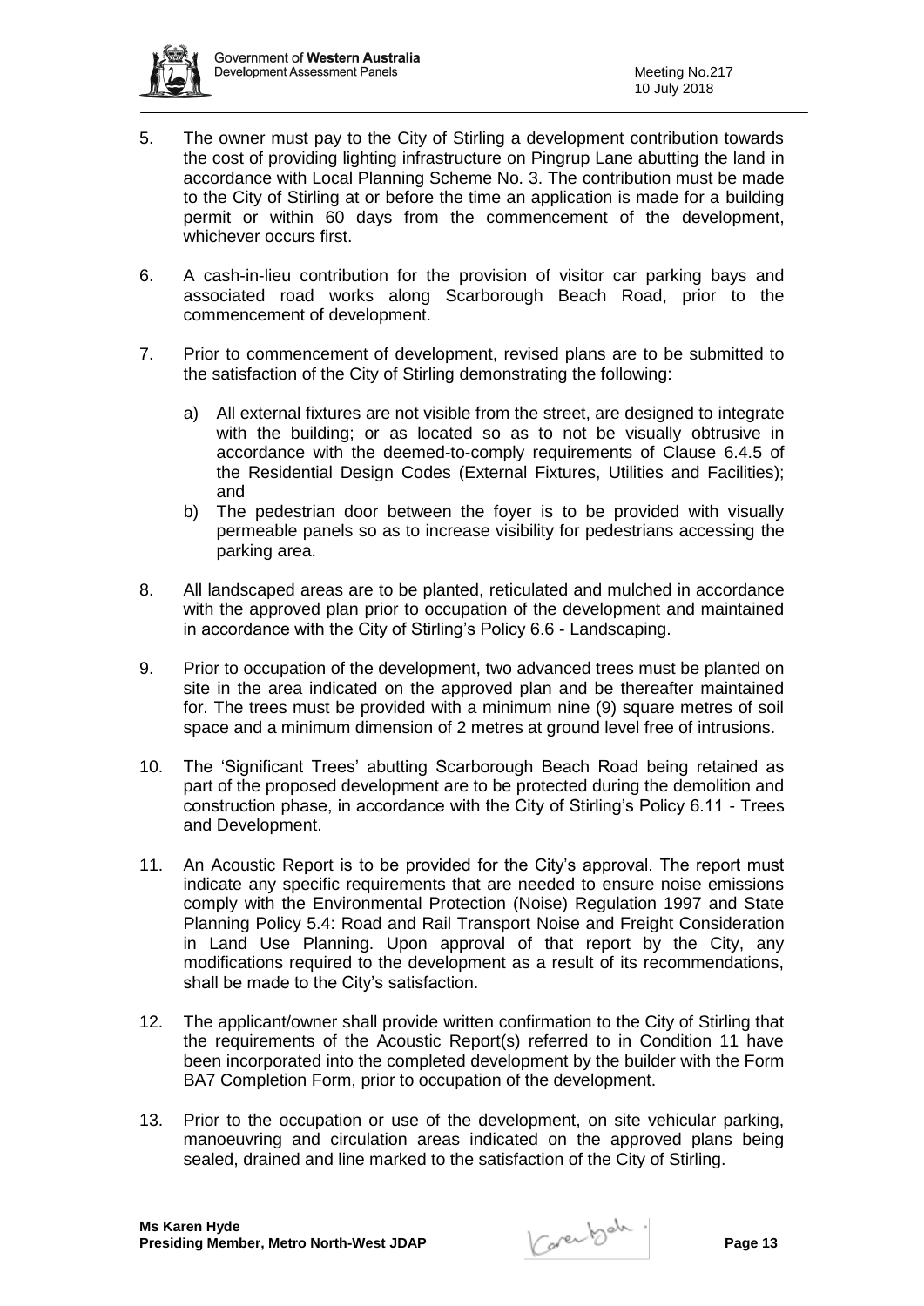5. The owner must pay to the City of Stirling a development contribution towards the cost of providing lighting infrastructure on Pingrup Lane abutting the land in accordance with Local Planning Scheme No. 3. The contribution must be made to the City of Stirling at or before the time an application is made for a building permit or within 60 days from the commencement of the development, whichever occurs first.

6. A cash-in-lieu contribution for the provision of visitor car parking bays and associated road works along Scarborough Beach Road, prior to the commencement of development.

7. Prior to commencement of development, revised plans are to be submitted to the satisfaction of the City of Stirling demonstrating the following:

   a) All external fixtures are not visible from the street, are designed to integrate with the building; or as located so as to not be visually obtrusive in accordance with the deemed-to-comply requirements of Clause 6.4.5 of the Residential Design Codes (External Fixtures, Utilities and Facilities); and

   b) The pedestrian door between the foyer is to be provided with visually permeable panels so as to increase visibility for pedestrians accessing the parking area.

8. All landscaped areas are to be planted, reticulated and mulched in accordance with the approved plan prior to occupation of the development and maintained in accordance with the City of Stirling's Policy 6.6 - Landscaping.

9. Prior to occupation of the development, two advanced trees must be planted on site in the area indicated on the approved plan and be thereafter maintained for. The trees must be provided with a minimum nine (9) square metres of soil space and a minimum dimension of 2 metres at ground level free of intrusions.

10. The 'Significant Trees' abutting Scarborough Beach Road being retained as part of the proposed development are to be protected during the demolition and construction phase, in accordance with the City of Stirling's Policy 6.11 - Trees and Development.

11. An Acoustic Report is to be provided for the City's approval. The report must indicate any specific requirements that are needed to ensure noise emissions comply with the Environmental Protection (Noise) Regulation 1997 and State Planning Policy 5.4: Road and Rail Transport Noise and Freight Consideration in Land Use Planning. Upon approval of that report by the City, any modifications required to the development as a result of its recommendations, shall be made to the City's satisfaction.

12. The applicant/owner shall provide written confirmation to the City of Stirling that the requirements of the Acoustic Report(s) referred to in Condition 11 have been incorporated into the completed development by the builder with the Form BA7 Completion Form, prior to occupation of the development.

13. Prior to the occupation or use of the development, on site vehicular parking, manoeuvring and circulation areas indicated on the approved plans being sealed, drained and line marked to the satisfaction of the City of Stirling.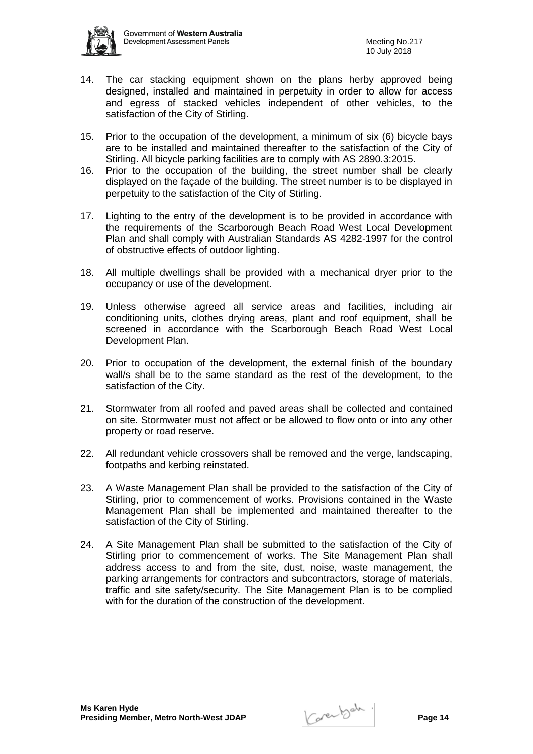14. The car stacking equipment shown on the plans herby approved being designed, installed and maintained in perpetuity in order to allow for access and egress of stacked vehicles independent of other vehicles, to the satisfaction of the City of Stirling.

15. Prior to the occupation of the development, a minimum of six (6) bicycle bays are to be installed and maintained thereafter to the satisfaction of the City of Stirling. All bicycle parking facilities are to comply with AS 2890.3:2015.

16. Prior to the occupation of the building, the street number shall be clearly displayed on the façade of the building. The street number is to be displayed in perpetuity to the satisfaction of the City of Stirling.

17. Lighting to the entry of the development is to be provided in accordance with the requirements of the Scarborough Beach Road West Local Development Plan and shall comply with Australian Standards AS 4282-1997 for the control of obstructive effects of outdoor lighting.

18. All multiple dwellings shall be provided with a mechanical dryer prior to the occupancy or use of the development.

19. Unless otherwise agreed all service areas and facilities, including air conditioning units, clothes drying areas, plant and roof equipment, shall be screened in accordance with the Scarborough Beach Road West Local Development Plan.

20. Prior to occupation of the development, the external finish of the boundary wall/s shall be to the same standard as the rest of the development, to the satisfaction of the City.

21. Stormwater from all roofed and paved areas shall be collected and contained on site. Stormwater must not affect or be allowed to flow onto or into any other property or road reserve.

22. All redundant vehicle crossovers shall be removed and the verge, landscaping, footpaths and kerbing reinstated.

23. A Waste Management Plan shall be provided to the satisfaction of the City of Stirling, prior to commencement of works. Provisions contained in the Waste Management Plan shall be implemented and maintained thereafter to the satisfaction of the City of Stirling.

24. A Site Management Plan shall be submitted to the satisfaction of the City of Stirling prior to commencement of works. The Site Management Plan shall address access to and from the site, dust, noise, waste management, the parking arrangements for contractors and subcontractors, storage of materials, traffic and site safety/security. The Site Management Plan is to be complied with for the duration of the construction of the development.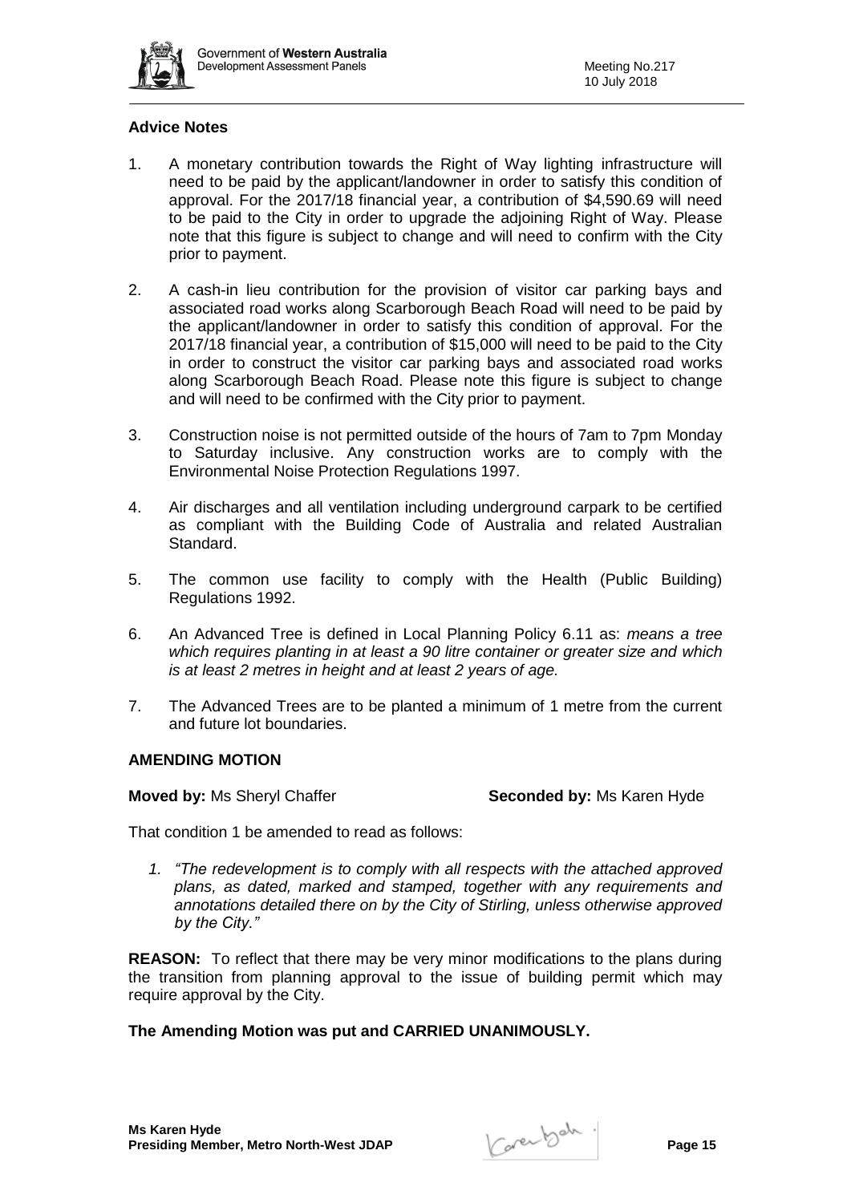**Advice Notes**

1. A monetary contribution towards the Right of Way lighting infrastructure will need to be paid by the applicant/landowner in order to satisfy this condition of approval. For the 2017/18 financial year, a contribution of $4,590.69 will need to be paid to the City in order to upgrade the adjoining Right of Way. Please note that this figure is subject to change and will need to confirm with the City prior to payment.

2. A cash-in lieu contribution for the provision of visitor car parking bays and associated road works along Scarborough Beach Road will need to be paid by the applicant/landowner in order to satisfy this condition of approval. For the 2017/18 financial year, a contribution of $15,000 will need to be paid to the City in order to construct the visitor car parking bays and associated road works along Scarborough Beach Road. Please note this figure is subject to change and will need to be confirmed with the City prior to payment.

3. Construction noise is not permitted outside of the hours of 7am to 7pm Monday to Saturday inclusive. Any construction works are to comply with the Environmental Noise Protection Regulations 1997.

4. Air discharges and all ventilation including underground carpark to be certified as compliant with the Building Code of Australia and related Australian Standard.

5. The common use facility to comply with the Health (Public Building) Regulations 1992.

6. An Advanced Tree is defined in Local Planning Policy 6.11 as: *means a tree which requires planting in at least a 90 litre container or greater size and which is at least 2 metres in height and at least 2 years of age.*

7. The Advanced Trees are to be planted a minimum of 1 metre from the current and future lot boundaries.

**AMENDING MOTION**

**Moved by:** Ms Sheryl Chaffer **Seconded by:** Ms Karen Hyde

That condition 1 be amended to read as follows:

1. *"The redevelopment is to comply with all respects with the attached approved plans, as dated, marked and stamped, together with any requirements and annotations detailed there on by the City of Stirling, unless otherwise approved by the City."*

**REASON:** To reflect that there may be very minor modifications to the plans during the transition from planning approval to the issue of building permit which may require approval by the City.

**The Amending Motion was put and CARRIED UNANIMOUSLY.**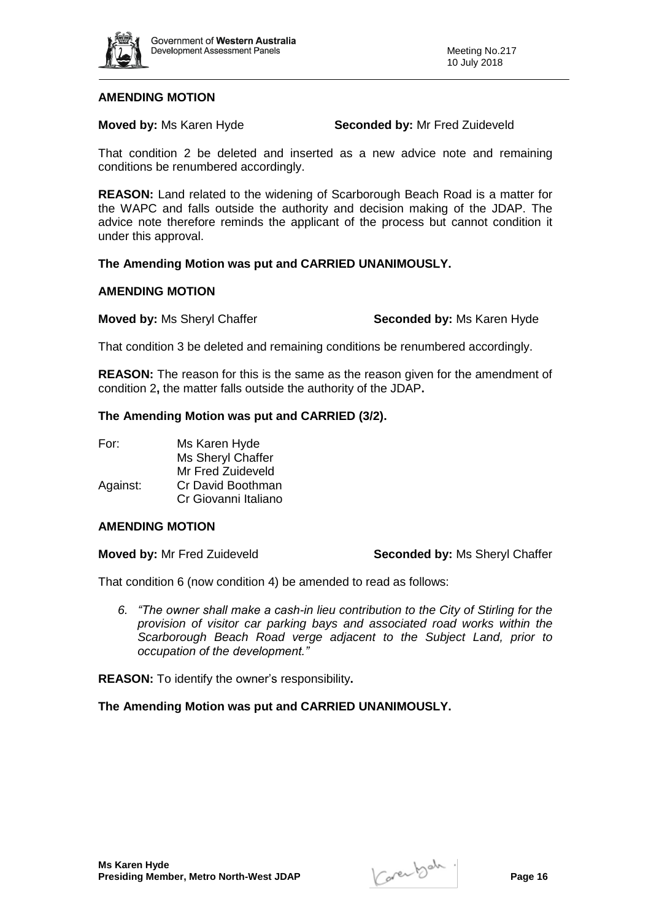**AMENDING MOTION**

**Moved by:** Ms Karen Hyde **Seconded by:** Mr Fred Zuideveld

That condition 2 be deleted and inserted as a new advice note and remaining conditions be renumbered accordingly.

**REASON:** Land related to the widening of Scarborough Beach Road is a matter for the WAPC and falls outside the authority and decision making of the JDAP. The advice note therefore reminds the applicant of the process but cannot condition it under this approval.

**The Amending Motion was put and CARRIED UNANIMOUSLY.**

**AMENDING MOTION**

**Moved by:** Ms Sheryl Chaffer **Seconded by:** Ms Karen Hyde

That condition 3 be deleted and remaining conditions be renumbered accordingly.

**REASON:** The reason for this is the same as the reason given for the amendment of condition 2**,** the matter falls outside the authority of the JDAP**.**

**The Amending Motion was put and CARRIED (3/2).**

For: Ms Karen Hyde
Ms Sheryl Chaffer
Mr Fred Zuideveld
Against: Cr David Boothman
Cr Giovanni Italiano

**AMENDING MOTION**

**Moved by:** Mr Fred Zuideveld **Seconded by:** Ms Sheryl Chaffer

That condition 6 (now condition 4) be amended to read as follows:

6. *"The owner shall make a cash-in lieu contribution to the City of Stirling for the provision of visitor car parking bays and associated road works within the Scarborough Beach Road verge adjacent to the Subject Land, prior to occupation of the development."*

**REASON:** To identify the owner's responsibility**.**

**The Amending Motion was put and CARRIED UNANIMOUSLY.**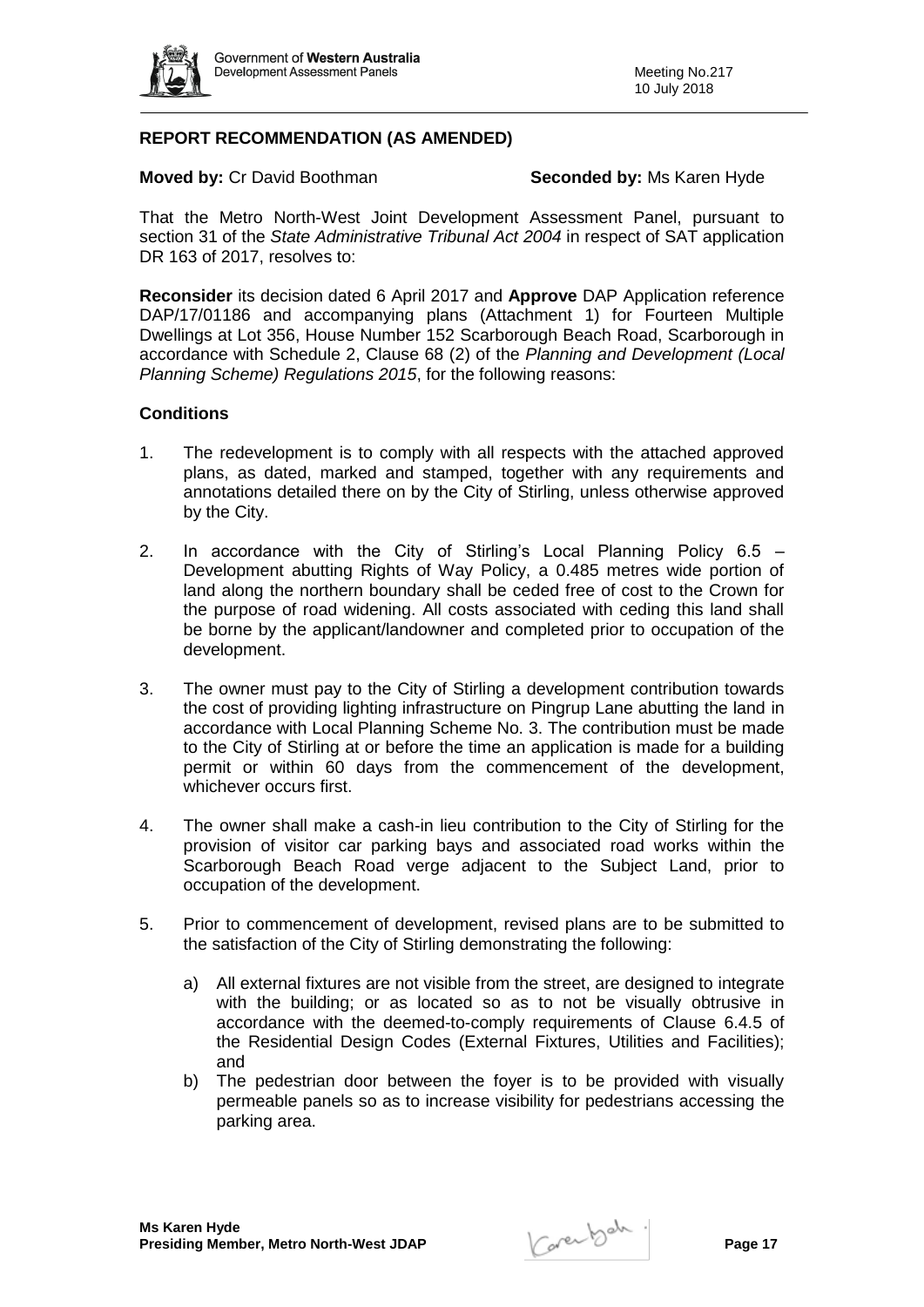**REPORT RECOMMENDATION (AS AMENDED)**

**Moved by:** Cr David Boothman **Seconded by:** Ms Karen Hyde

That the Metro North-West Joint Development Assessment Panel, pursuant to section 31 of the *State Administrative Tribunal Act 2004* in respect of SAT application DR 163 of 2017, resolves to:

**Reconsider** its decision dated 6 April 2017 and **Approve** DAP Application reference DAP/17/01186 and accompanying plans (Attachment 1) for Fourteen Multiple Dwellings at Lot 356, House Number 152 Scarborough Beach Road, Scarborough in accordance with Schedule 2, Clause 68 (2) of the *Planning and Development (Local Planning Scheme) Regulations 2015*, for the following reasons:

**Conditions**

1. The redevelopment is to comply with all respects with the attached approved plans, as dated, marked and stamped, together with any requirements and annotations detailed there on by the City of Stirling, unless otherwise approved by the City.

2. In accordance with the City of Stirling's Local Planning Policy 6.5 – Development abutting Rights of Way Policy, a 0.485 metres wide portion of land along the northern boundary shall be ceded free of cost to the Crown for the purpose of road widening. All costs associated with ceding this land shall be borne by the applicant/landowner and completed prior to occupation of the development.

3. The owner must pay to the City of Stirling a development contribution towards the cost of providing lighting infrastructure on Pingrup Lane abutting the land in accordance with Local Planning Scheme No. 3. The contribution must be made to the City of Stirling at or before the time an application is made for a building permit or within 60 days from the commencement of the development, whichever occurs first.

4. The owner shall make a cash-in lieu contribution to the City of Stirling for the provision of visitor car parking bays and associated road works within the Scarborough Beach Road verge adjacent to the Subject Land, prior to occupation of the development.

5. Prior to commencement of development, revised plans are to be submitted to the satisfaction of the City of Stirling demonstrating the following:

   a) All external fixtures are not visible from the street, are designed to integrate with the building; or as located so as to not be visually obtrusive in accordance with the deemed-to-comply requirements of Clause 6.4.5 of the Residential Design Codes (External Fixtures, Utilities and Facilities); and

   b) The pedestrian door between the foyer is to be provided with visually permeable panels so as to increase visibility for pedestrians accessing the parking area.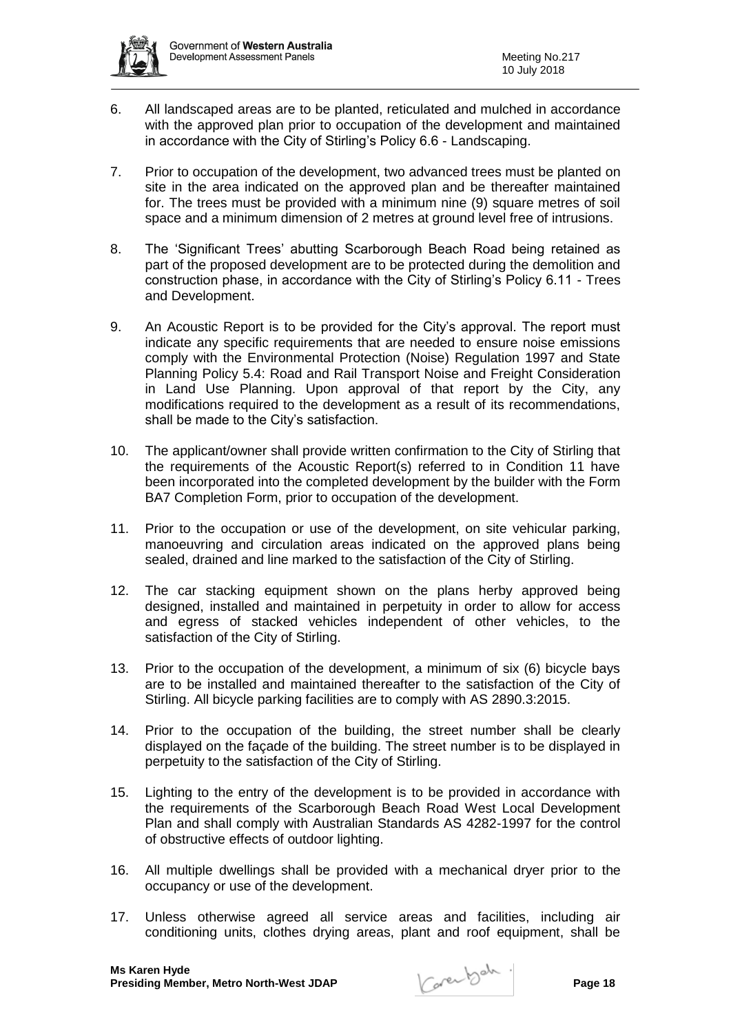6. All landscaped areas are to be planted, reticulated and mulched in accordance with the approved plan prior to occupation of the development and maintained in accordance with the City of Stirling's Policy 6.6 - Landscaping.

7. Prior to occupation of the development, two advanced trees must be planted on site in the area indicated on the approved plan and be thereafter maintained for. The trees must be provided with a minimum nine (9) square metres of soil space and a minimum dimension of 2 metres at ground level free of intrusions.

8. The 'Significant Trees' abutting Scarborough Beach Road being retained as part of the proposed development are to be protected during the demolition and construction phase, in accordance with the City of Stirling's Policy 6.11 - Trees and Development.

9. An Acoustic Report is to be provided for the City's approval. The report must indicate any specific requirements that are needed to ensure noise emissions comply with the Environmental Protection (Noise) Regulation 1997 and State Planning Policy 5.4: Road and Rail Transport Noise and Freight Consideration in Land Use Planning. Upon approval of that report by the City, any modifications required to the development as a result of its recommendations, shall be made to the City's satisfaction.

10. The applicant/owner shall provide written confirmation to the City of Stirling that the requirements of the Acoustic Report(s) referred to in Condition 11 have been incorporated into the completed development by the builder with the Form BA7 Completion Form, prior to occupation of the development.

11. Prior to the occupation or use of the development, on site vehicular parking, manoeuvring and circulation areas indicated on the approved plans being sealed, drained and line marked to the satisfaction of the City of Stirling.

12. The car stacking equipment shown on the plans herby approved being designed, installed and maintained in perpetuity in order to allow for access and egress of stacked vehicles independent of other vehicles, to the satisfaction of the City of Stirling.

13. Prior to the occupation of the development, a minimum of six (6) bicycle bays are to be installed and maintained thereafter to the satisfaction of the City of Stirling. All bicycle parking facilities are to comply with AS 2890.3:2015.

14. Prior to the occupation of the building, the street number shall be clearly displayed on the façade of the building. The street number is to be displayed in perpetuity to the satisfaction of the City of Stirling.

15. Lighting to the entry of the development is to be provided in accordance with the requirements of the Scarborough Beach Road West Local Development Plan and shall comply with Australian Standards AS 4282-1997 for the control of obstructive effects of outdoor lighting.

16. All multiple dwellings shall be provided with a mechanical dryer prior to the occupancy or use of the development.

17. Unless otherwise agreed all service areas and facilities, including air conditioning units, clothes drying areas, plant and roof equipment, shall be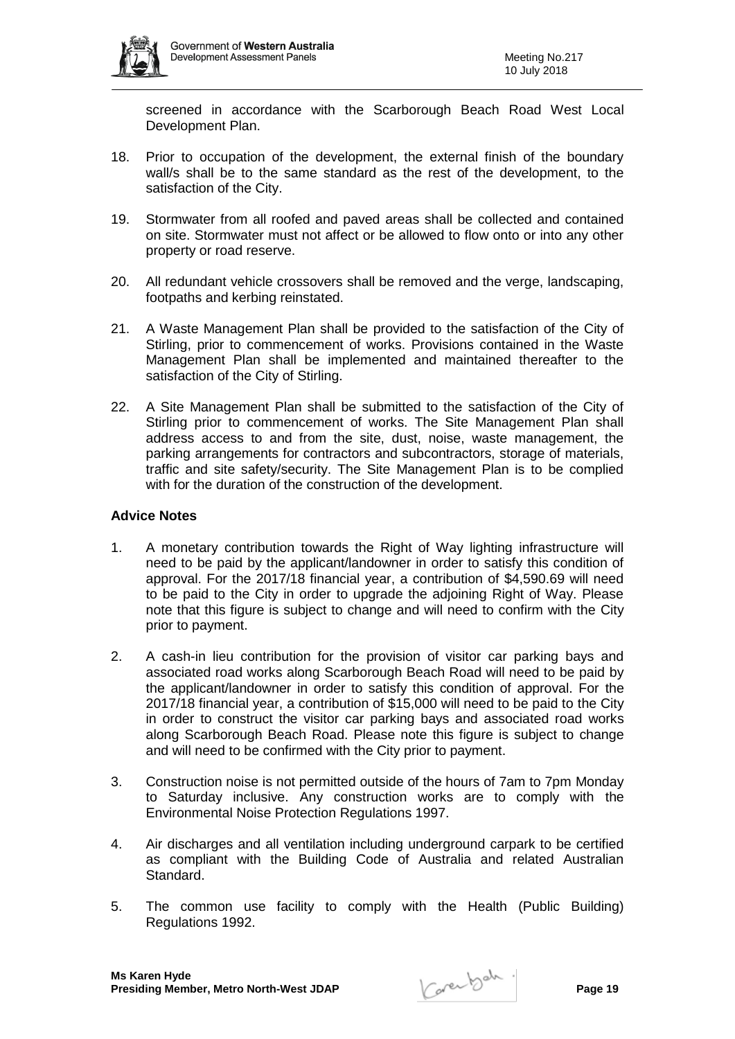screened in accordance with the Scarborough Beach Road West Local Development Plan.

18. Prior to occupation of the development, the external finish of the boundary wall/s shall be to the same standard as the rest of the development, to the satisfaction of the City.

19. Stormwater from all roofed and paved areas shall be collected and contained on site. Stormwater must not affect or be allowed to flow onto or into any other property or road reserve.

20. All redundant vehicle crossovers shall be removed and the verge, landscaping, footpaths and kerbing reinstated.

21. A Waste Management Plan shall be provided to the satisfaction of the City of Stirling, prior to commencement of works. Provisions contained in the Waste Management Plan shall be implemented and maintained thereafter to the satisfaction of the City of Stirling.

22. A Site Management Plan shall be submitted to the satisfaction of the City of Stirling prior to commencement of works. The Site Management Plan shall address access to and from the site, dust, noise, waste management, the parking arrangements for contractors and subcontractors, storage of materials, traffic and site safety/security. The Site Management Plan is to be complied with for the duration of the construction of the development.

**Advice Notes**

1. A monetary contribution towards the Right of Way lighting infrastructure will need to be paid by the applicant/landowner in order to satisfy this condition of approval. For the 2017/18 financial year, a contribution of $4,590.69 will need to be paid to the City in order to upgrade the adjoining Right of Way. Please note that this figure is subject to change and will need to confirm with the City prior to payment.

2. A cash-in lieu contribution for the provision of visitor car parking bays and associated road works along Scarborough Beach Road will need to be paid by the applicant/landowner in order to satisfy this condition of approval. For the 2017/18 financial year, a contribution of $15,000 will need to be paid to the City in order to construct the visitor car parking bays and associated road works along Scarborough Beach Road. Please note this figure is subject to change and will need to be confirmed with the City prior to payment.

3. Construction noise is not permitted outside of the hours of 7am to 7pm Monday to Saturday inclusive. Any construction works are to comply with the Environmental Noise Protection Regulations 1997.

4. Air discharges and all ventilation including underground carpark to be certified as compliant with the Building Code of Australia and related Australian Standard.

5. The common use facility to comply with the Health (Public Building) Regulations 1992.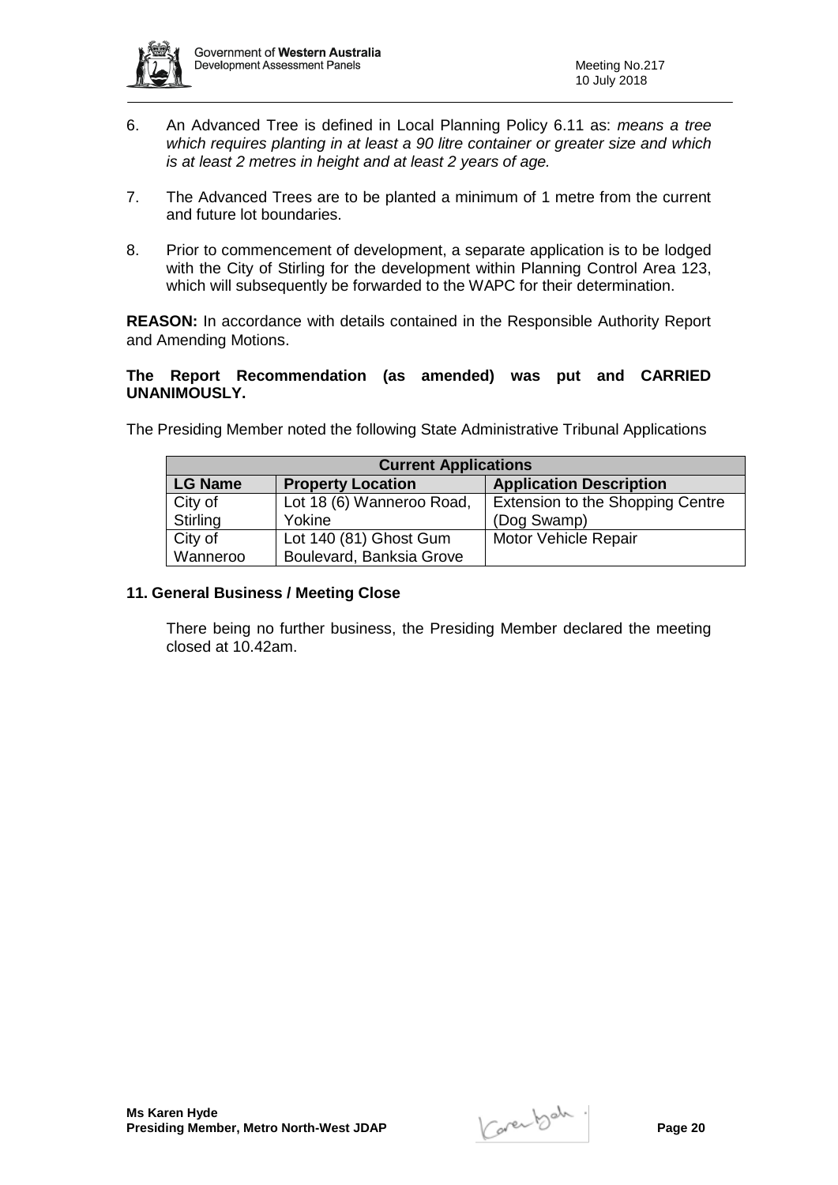6. An Advanced Tree is defined in Local Planning Policy 6.11 as: *means a tree which requires planting in at least a 90 litre container or greater size and which is at least 2 metres in height and at least 2 years of age.*

7. The Advanced Trees are to be planted a minimum of 1 metre from the current and future lot boundaries.

8. Prior to commencement of development, a separate application is to be lodged with the City of Stirling for the development within Planning Control Area 123, which will subsequently be forwarded to the WAPC for their determination.

**REASON:** In accordance with details contained in the Responsible Authority Report and Amending Motions.

**The Report Recommendation (as amended) was put and CARRIED UNANIMOUSLY.**

The Presiding Member noted the following State Administrative Tribunal Applications

| Current Applications | | |
|---|---|---|
| **LG Name** | **Property Location** | **Application Description** |
| City of Stirling | Lot 18 (6) Wanneroo Road, Yokine | Extension to the Shopping Centre (Dog Swamp) |
| City of Wanneroo | Lot 140 (81) Ghost Gum Boulevard, Banksia Grove | Motor Vehicle Repair |

**11. General Business / Meeting Close**

There being no further business, the Presiding Member declared the meeting closed at 10.42am.

**Ms Karen Hyde**
**Presiding Member, Metro North-West JDAP**